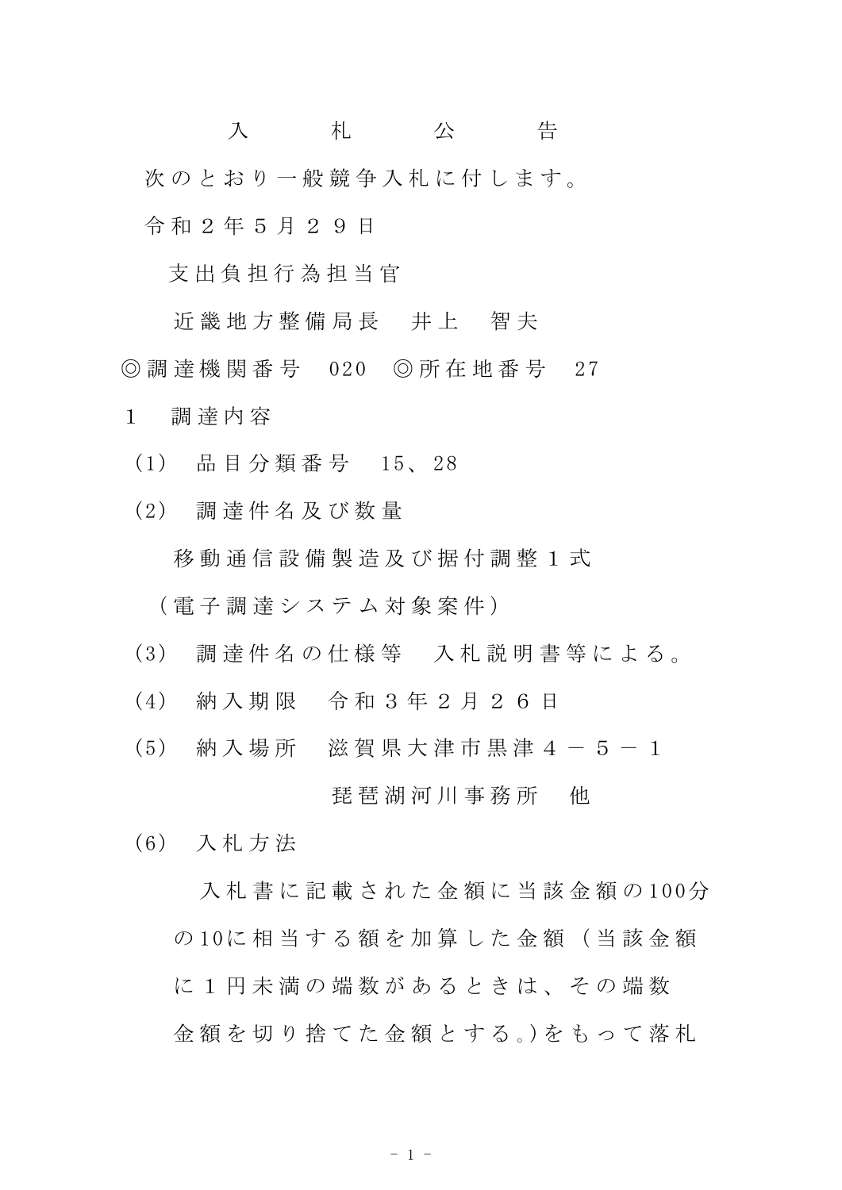# 入　　札　　公　　告

次のとおり一般競争入札に付します。

令和２年５月２９日

支出負担行為担当官

近畿地方整備局長　井上　智夫

◎調達機関番号　020　◎所在地番号　27

1　調達内容

(1)　品目分類番号　15、28

(2)　調達件名及び数量

移動通信設備製造及び据付調整１式

（電子調達システム対象案件）

(3)　調達件名の仕様等　入札説明書等による。

(4)　納入期限　令和３年２月２６日

(5)　納入場所　滋賀県大津市黒津４－５－１

琵琶湖河川事務所　他

(6)　入札方法

入札書に記載された金額に当該金額の100分の10に相当する額を加算した金額（当該金額に１円未満の端数があるときは、その端数金額を切り捨てた金額とする。)をもって落札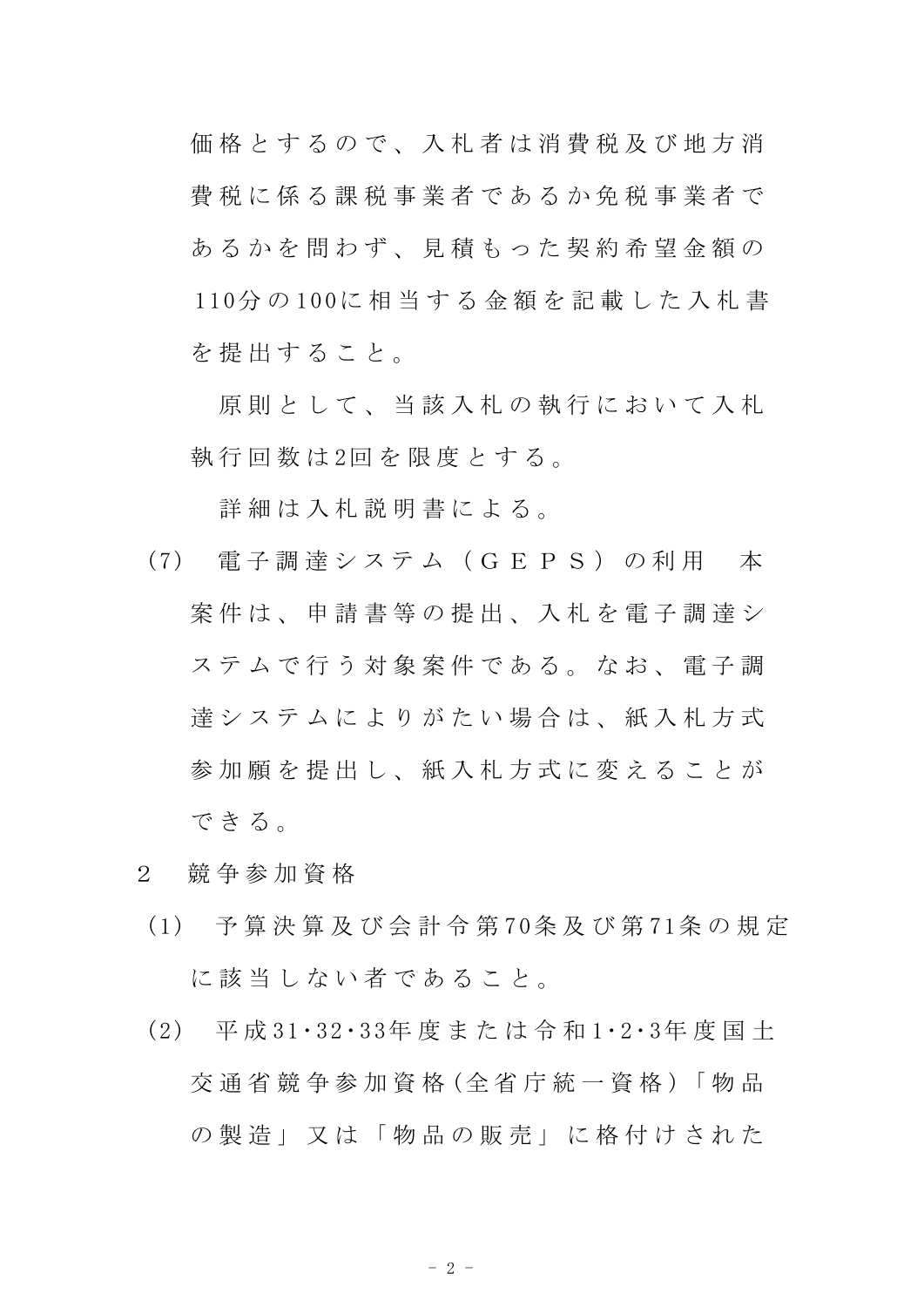価格とするので、入札者は消費税及び地方消費税に係る課税事業者であるか免税事業者であるかを問わず、見積もった契約希望金額の110分の100に相当する金額を記載した入札書を提出すること。

原則として、当該入札の執行において入札執行回数は2回を限度とする。

詳細は入札説明書による。

(7) 電子調達システム（ＧＥＰＳ）の利用　本案件は、申請書等の提出、入札を電子調達システムで行う対象案件である。なお、電子調達システムによりがたい場合は、紙入札方式参加願を提出し、紙入札方式に変えることができる。

2　競争参加資格

(1) 予算決算及び会計令第70条及び第71条の規定に該当しない者であること。

(2) 平成31･32･33年度または令和1･2･3年度国土交通省競争参加資格(全省庁統一資格)「物品の製造」又は「物品の販売」に格付けされた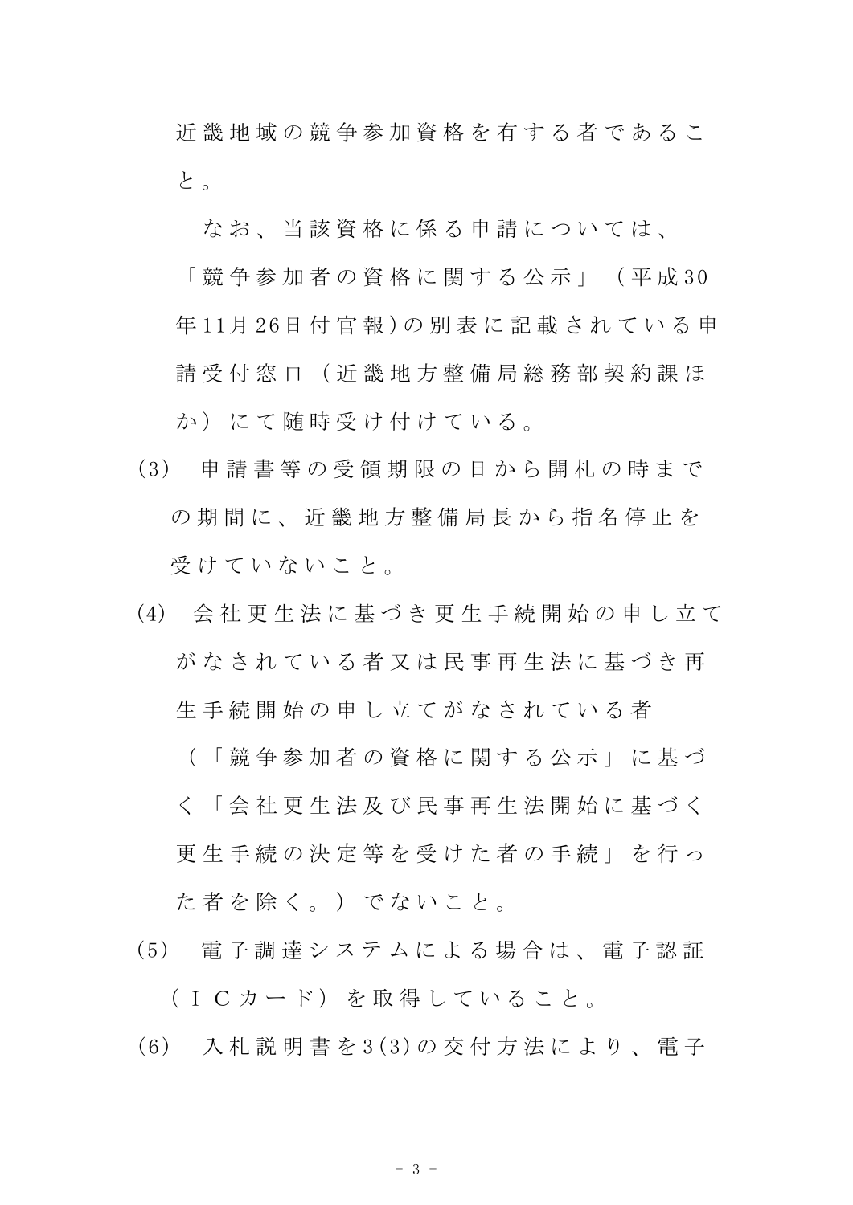近畿地域の競争参加資格を有する者であること。

なお、当該資格に係る申請については、「競争参加者の資格に関する公示」（平成30年11月26日付官報）の別表に記載されている申請受付窓口（近畿地方整備局総務部契約課ほか）にて随時受け付けている。

(3)　申請書等の受領期限の日から開札の時までの期間に、近畿地方整備局長から指名停止を受けていないこと。

(4)　会社更生法に基づき更生手続開始の申し立てがなされている者又は民事再生法に基づき再生手続開始の申し立てがなされている者（「競争参加者の資格に関する公示」に基づく「会社更生法及び民事再生法開始に基づく更生手続の決定等を受けた者の手続」を行った者を除く。）でないこと。

(5)　電子調達システムによる場合は、電子認証（ＩＣカード）を取得していること。

(6)　入札説明書を3(3)の交付方法により、電子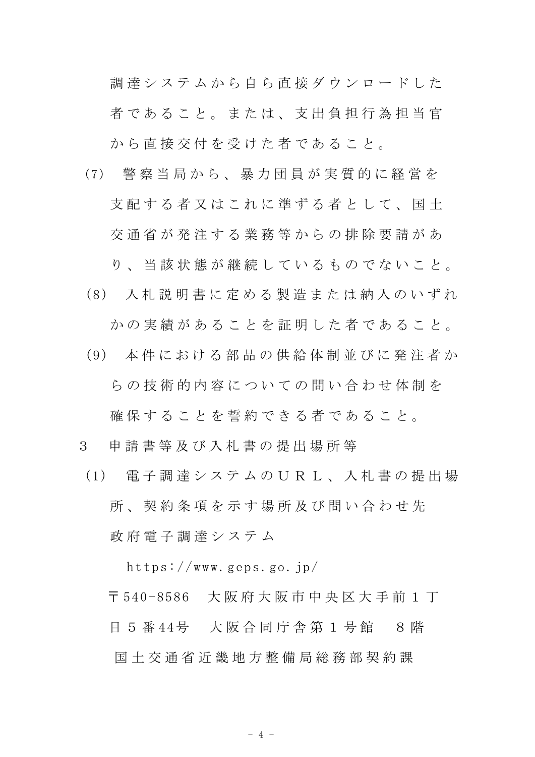調達システムから自ら直接ダウンロードした者であること。または、支出負担行為担当官から直接交付を受けた者であること。

(7) 警察当局から、暴力団員が実質的に経営を支配する者又はこれに準ずる者として、国土交通省が発注する業務等からの排除要請があり、当該状態が継続しているものでないこと。

(8) 入札説明書に定める製造または納入のいずれかの実績があることを証明した者であること。

(9) 本件における部品の供給体制並びに発注者からの技術的内容についての問い合わせ体制を確保することを誓約できる者であること。

3 申請書等及び入札書の提出場所等

(1) 電子調達システムのＵＲＬ、入札書の提出場所、契約条項を示す場所及び問い合わせ先

政府電子調達システム

https://www.geps.go.jp/

〒540-8586 大阪府大阪市中央区大手前１丁目５番44号 大阪合同庁舎第１号館 ８階

国土交通省近畿地方整備局総務部契約課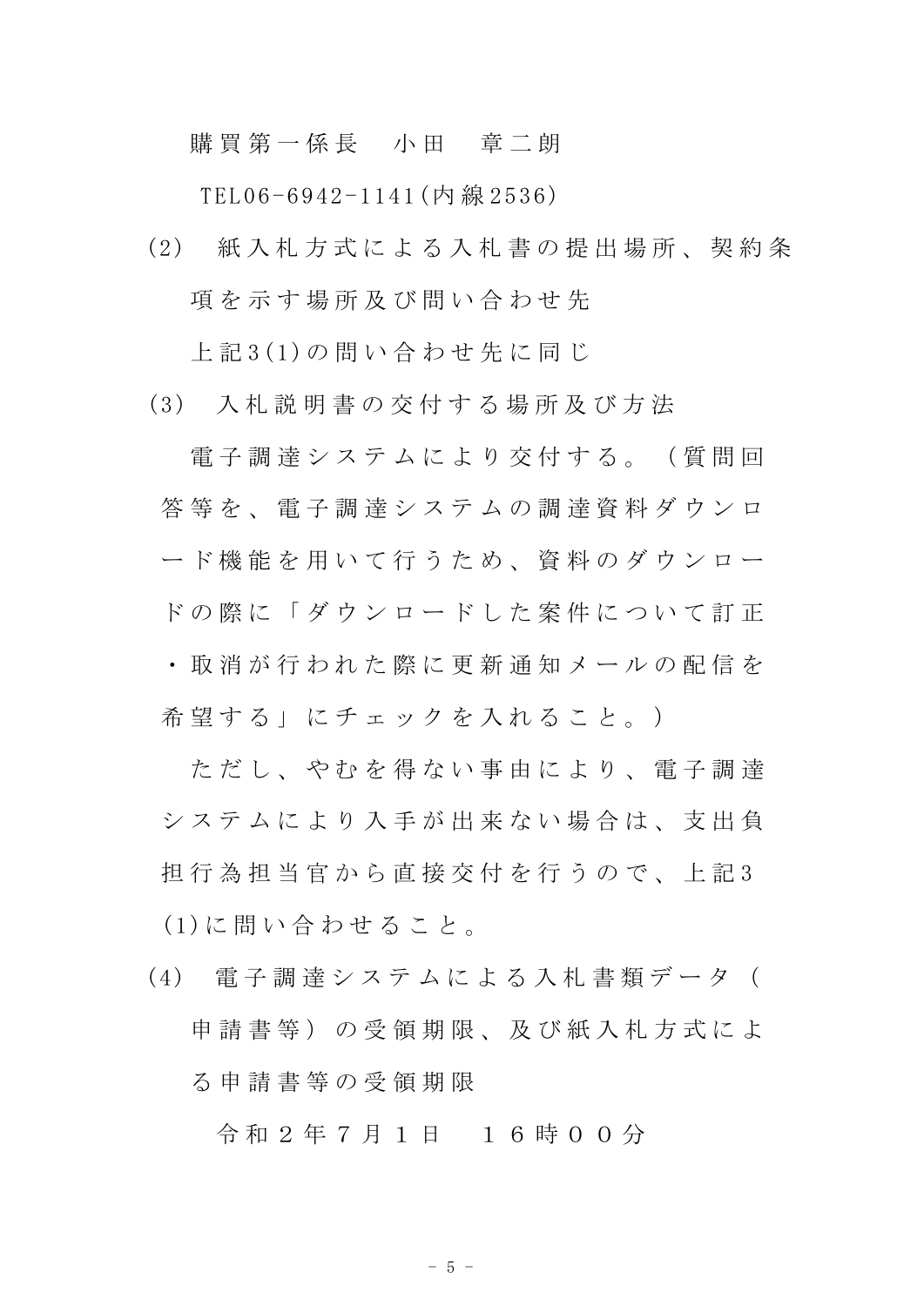購買第一係長　小田　章二朗

TEL06-6942-1141(内線2536)

(2)　紙入札方式による入札書の提出場所、契約条項を示す場所及び問い合わせ先

上記3(1)の問い合わせ先に同じ

(3)　入札説明書の交付する場所及び方法

電子調達システムにより交付する。（質問回答等を、電子調達システムの調達資料ダウンロード機能を用いて行うため、資料のダウンロードの際に「ダウンロードした案件について訂正・取消が行われた際に更新通知メールの配信を希望する」にチェックを入れること。）

ただし、やむを得ない事由により、電子調達システムにより入手が出来ない場合は、支出負担行為担当官から直接交付を行うので、上記3(1)に問い合わせること。

(4)　電子調達システムによる入札書類データ（申請書等）の受領期限、及び紙入札方式による申請書等の受領期限

令和２年７月１日　１６時００分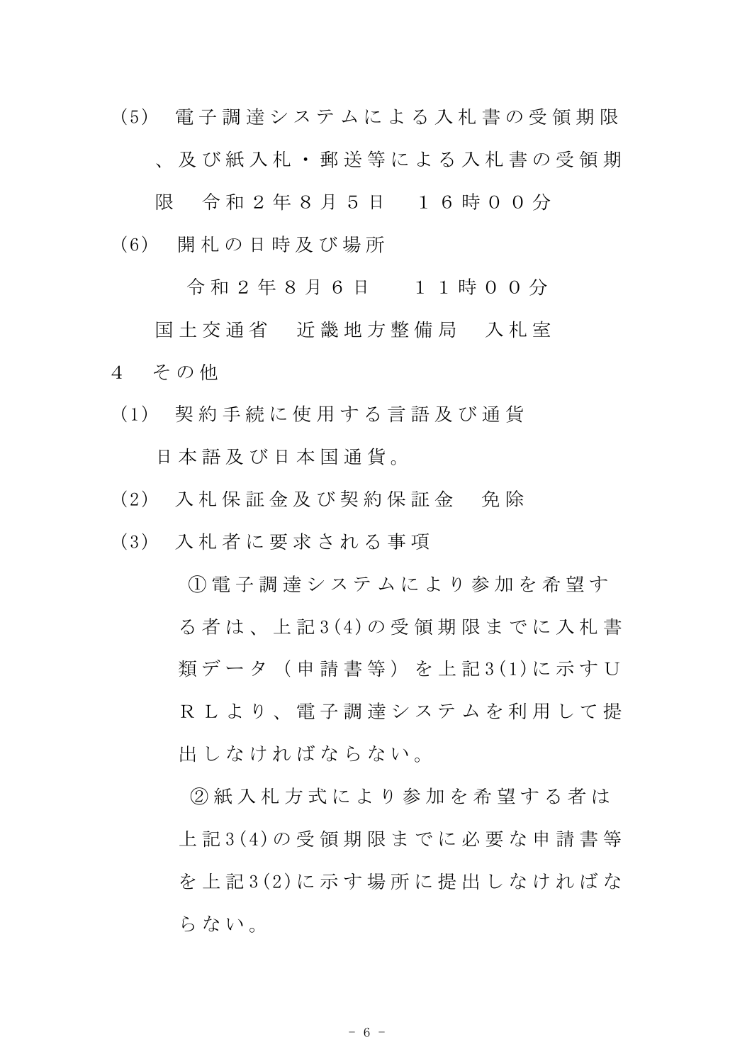(5)　電子調達システムによる入札書の受領期限、及び紙入札・郵送等による入札書の受領期限　令和２年８月５日　１６時００分

(6)　開札の日時及び場所

令和２年８月６日　　１１時００分

国土交通省　近畿地方整備局　入札室

4　その他

(1)　契約手続に使用する言語及び通貨

日本語及び日本国通貨。

(2)　入札保証金及び契約保証金　免除

(3)　入札者に要求される事項

①電子調達システムにより参加を希望する者は、上記3(4)の受領期限までに入札書類データ（申請書等）を上記3(1)に示すＵＲＬより、電子調達システムを利用して提出しなければならない。

②紙入札方式により参加を希望する者は上記3(4)の受領期限までに必要な申請書等を上記3(2)に示す場所に提出しなければならない。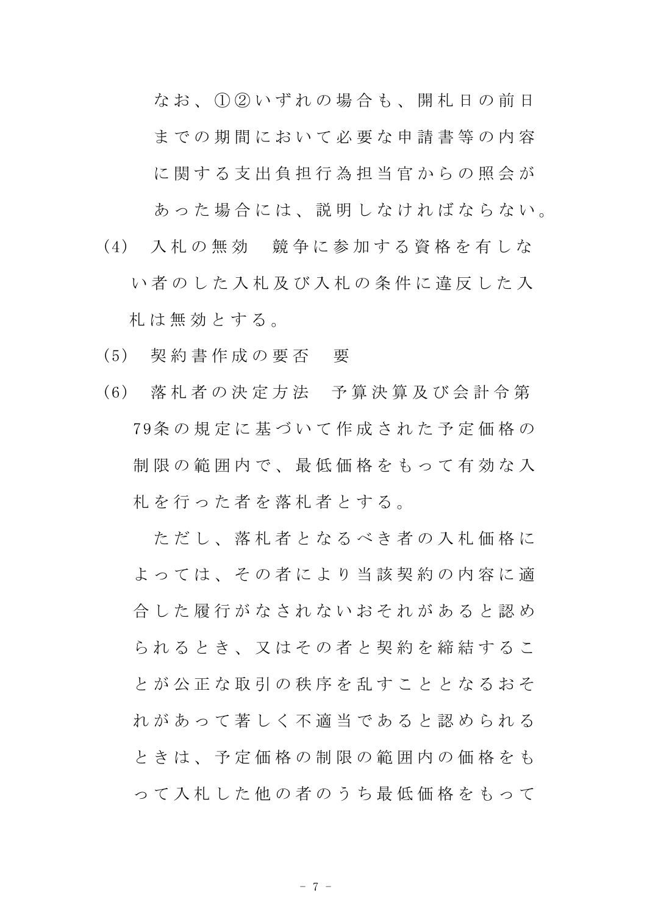なお、①②いずれの場合も、開札日の前日までの期間において必要な申請書等の内容に関する支出負担行為担当官からの照会があった場合には、説明しなければならない。

(4)　入札の無効　競争に参加する資格を有しない者のした入札及び入札の条件に違反した入札は無効とする。

(5)　契約書作成の要否　要

(6)　落札者の決定方法　予算決算及び会計令第79条の規定に基づいて作成された予定価格の制限の範囲内で、最低価格をもって有効な入札を行った者を落札者とする。

ただし、落札者となるべき者の入札価格によっては、その者により当該契約の内容に適合した履行がなされないおそれがあると認められるとき、又はその者と契約を締結することが公正な取引の秩序を乱すこととなるおそれがあって著しく不適当であると認められるときは、予定価格の制限の範囲内の価格をもって入札した他の者のうち最低価格をもって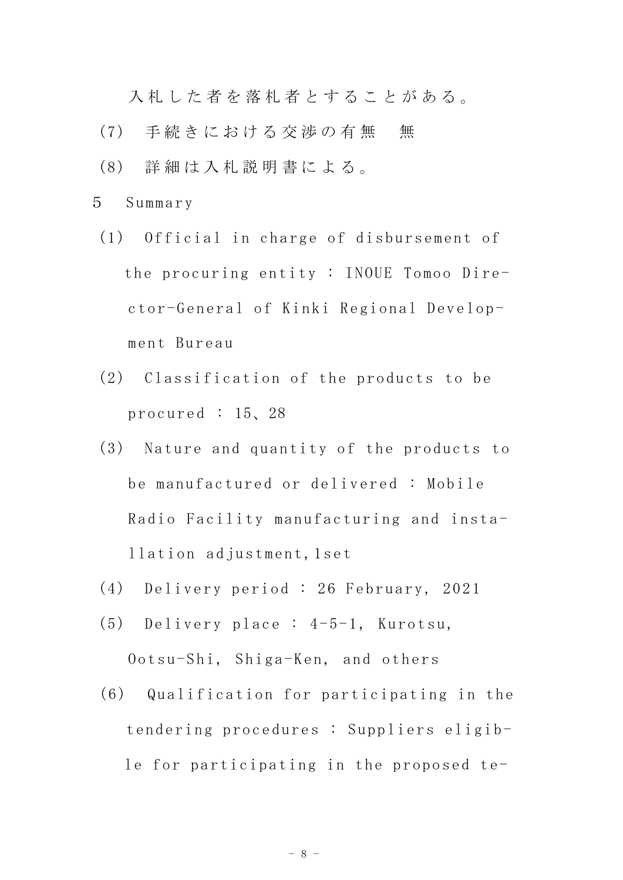入札した者を落札者とすることがある。

(7) 手続きにおける交渉の有無　無

(8) 詳細は入札説明書による。

5 Summary

(1) Official in charge of disbursement of the procuring entity : INOUE Tomoo Director-General of Kinki Regional Development Bureau

(2) Classification of the products to be procured : 15、28

(3) Nature and quantity of the products to be manufactured or delivered : Mobile Radio Facility manufacturing and installation adjustment,1set

(4) Delivery period : 26 February, 2021

(5) Delivery place : 4-5-1, Kurotsu, Ootsu-Shi, Shiga-Ken, and others

(6) Qualification for participating in the tendering procedures : Suppliers eligible for participating in the proposed te-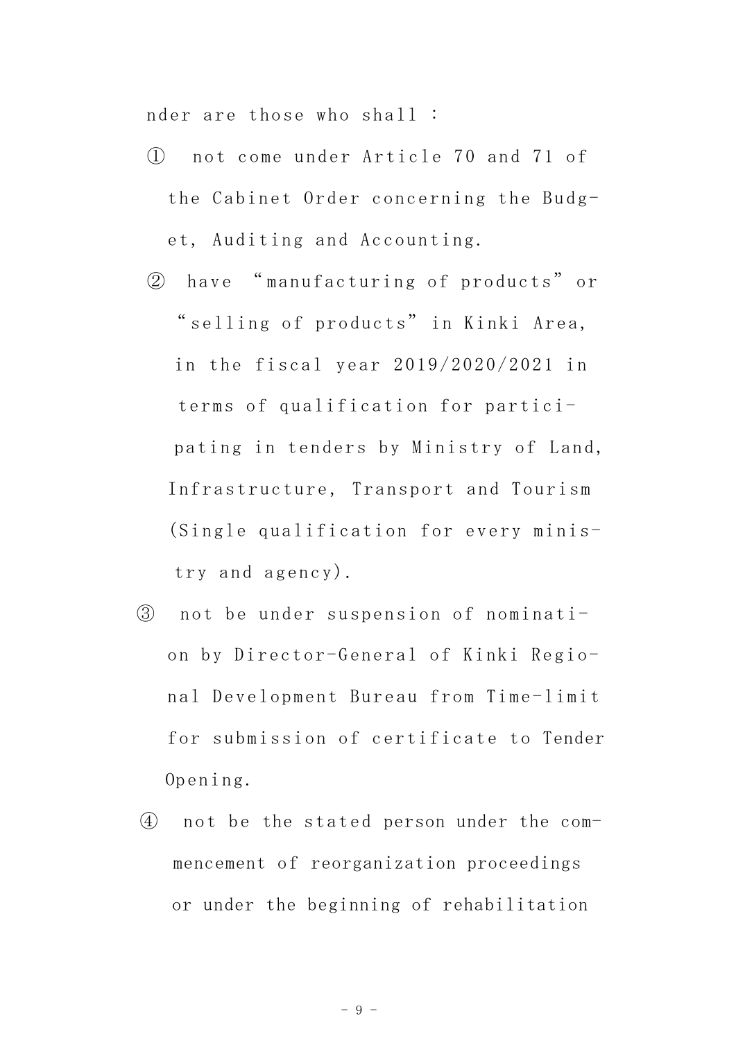nder are those who shall :

① not come under Article 70 and 71 of the Cabinet Order concerning the Budget, Auditing and Accounting.

② have “manufacturing of products” or “selling of products” in Kinki Area, in the fiscal year 2019/2020/2021 in terms of qualification for participating in tenders by Ministry of Land, Infrastructure, Transport and Tourism (Single qualification for every ministry and agency).

③ not be under suspension of nomination by Director-General of Kinki Regional Development Bureau from Time-limit for submission of certificate to Tender Opening.

④ not be the stated person under the commencement of reorganization proceedings or under the beginning of rehabilitation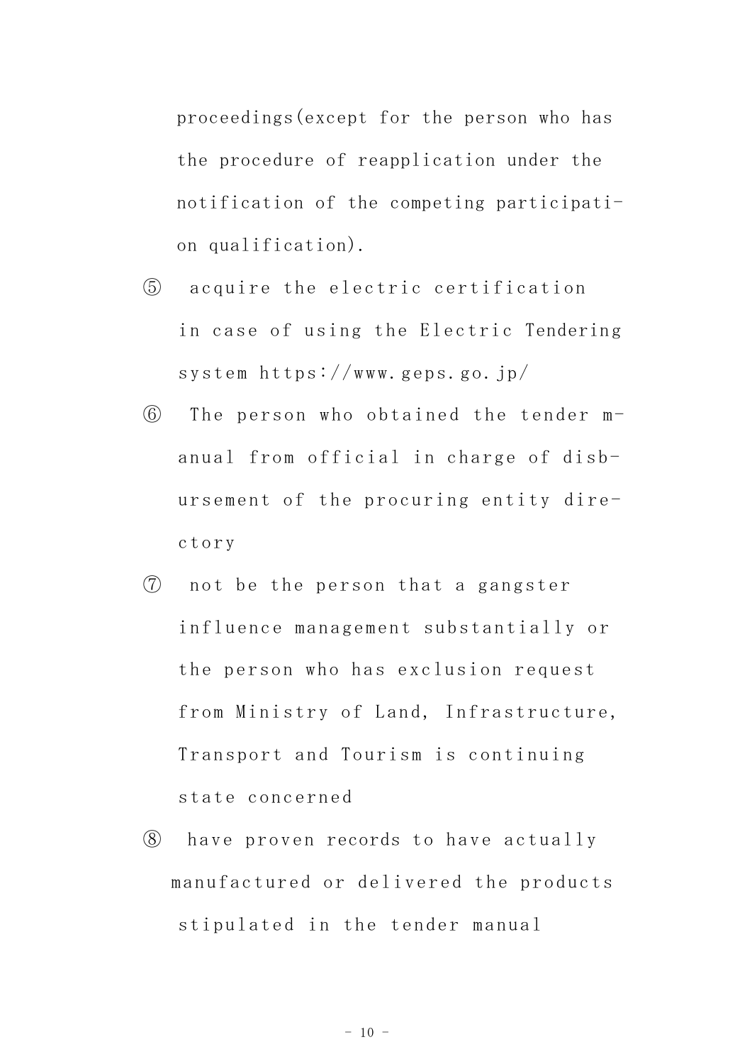proceedings(except for the person who has the procedure of reapplication under the notification of the competing participati-on qualification).

⑤ acquire the electric certification in case of using the Electric Tendering system https://www.geps.go.jp/

⑥ The person who obtained the tender m-anual from official in charge of disb-ursement of the procuring entity dire-ctory

⑦ not be the person that a gangster influence management substantially or the person who has exclusion request from Ministry of Land, Infrastructure, Transport and Tourism is continuing state concerned

⑧ have proven records to have actually manufactured or delivered the products stipulated in the tender manual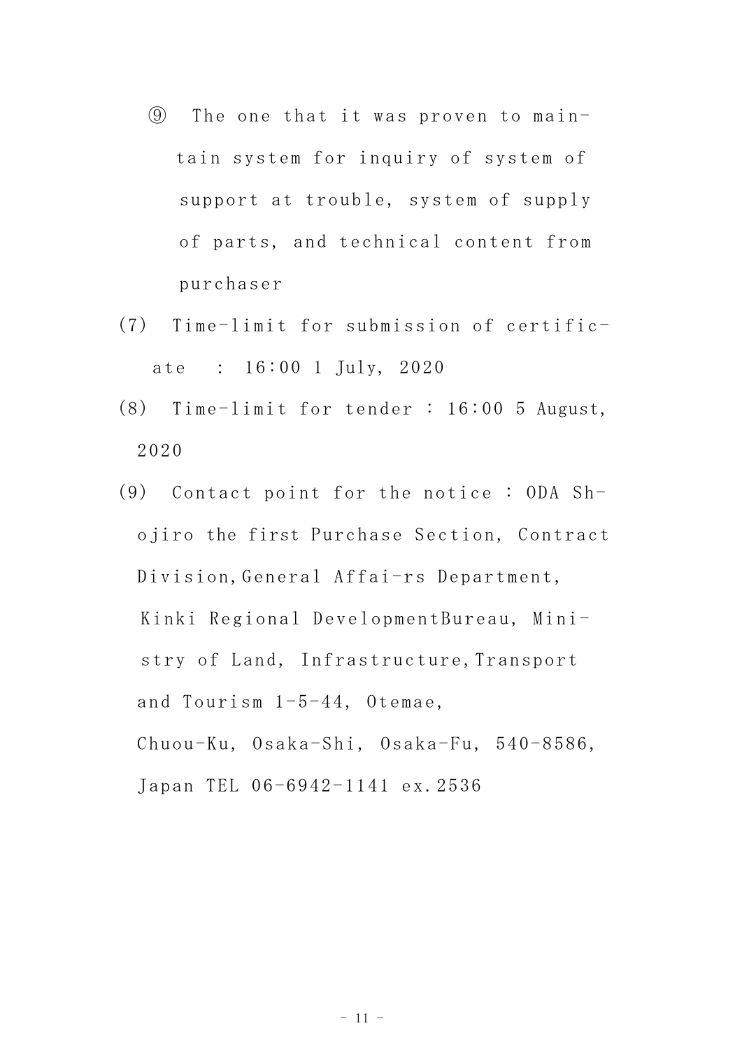⑨ The one that it was proven to maintain system for inquiry of system of support at trouble, system of supply of parts, and technical content from purchaser

(7) Time-limit for submission of certificate : 16:00 1 July, 2020

(8) Time-limit for tender : 16:00 5 August, 2020

(9) Contact point for the notice : ODA Shojiro the first Purchase Section, Contract Division,General Affai-rs Department, Kinki Regional DevelopmentBureau, Ministry of Land, Infrastructure,Transport and Tourism 1-5-44, Otemae, Chuou-Ku, Osaka-Shi, Osaka-Fu, 540-8586, Japan TEL 06-6942-1141 ex.2536